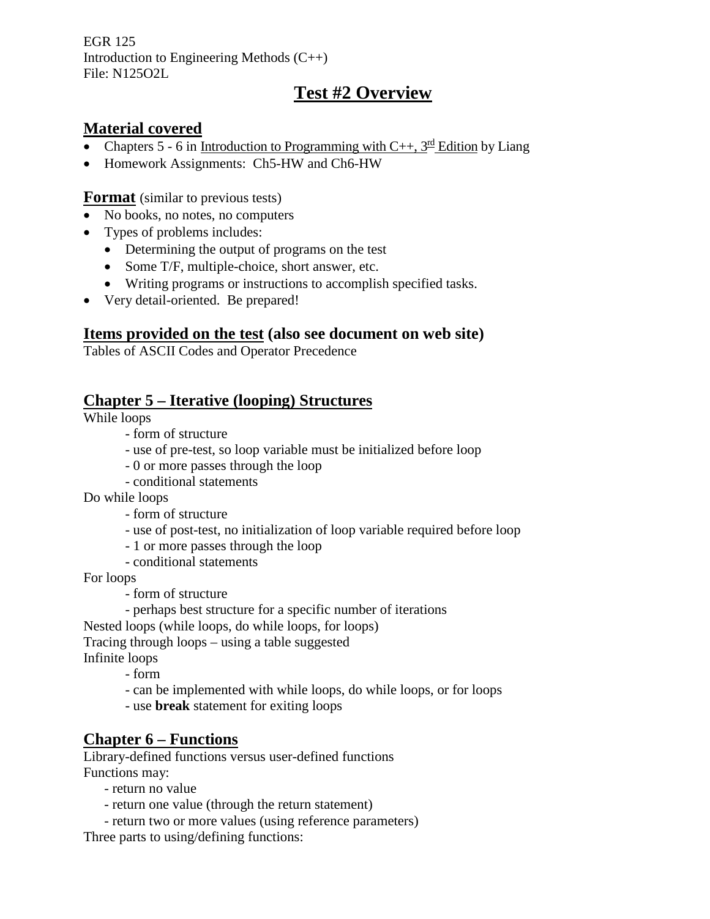EGR 125
Introduction to Engineering Methods (C++)
File: N125O2L

# Test #2 Overview

## Material covered

- Chapters 5 - 6 in Introduction to Programming with C++, 3rd Edition by Liang
- Homework Assignments: Ch5-HW and Ch6-HW

## Format (similar to previous tests)

- No books, no notes, no computers
- Types of problems includes:
  - Determining the output of programs on the test
  - Some T/F, multiple-choice, short answer, etc.
  - Writing programs or instructions to accomplish specified tasks.
- Very detail-oriented. Be prepared!

## Items provided on the test (also see document on web site)

Tables of ASCII Codes and Operator Precedence

## Chapter 5 – Iterative (looping) Structures

While loops
- form of structure
- use of pre-test, so loop variable must be initialized before loop
- 0 or more passes through the loop
- conditional statements

Do while loops
- form of structure
- use of post-test, no initialization of loop variable required before loop
- 1 or more passes through the loop
- conditional statements

For loops
- form of structure
- perhaps best structure for a specific number of iterations

Nested loops (while loops, do while loops, for loops)

Tracing through loops – using a table suggested

Infinite loops
- form
- can be implemented with while loops, do while loops, or for loops
- use **break** statement for exiting loops

## Chapter 6 – Functions

Library-defined functions versus user-defined functions

Functions may:
- return no value
- return one value (through the return statement)
- return two or more values (using reference parameters)

Three parts to using/defining functions: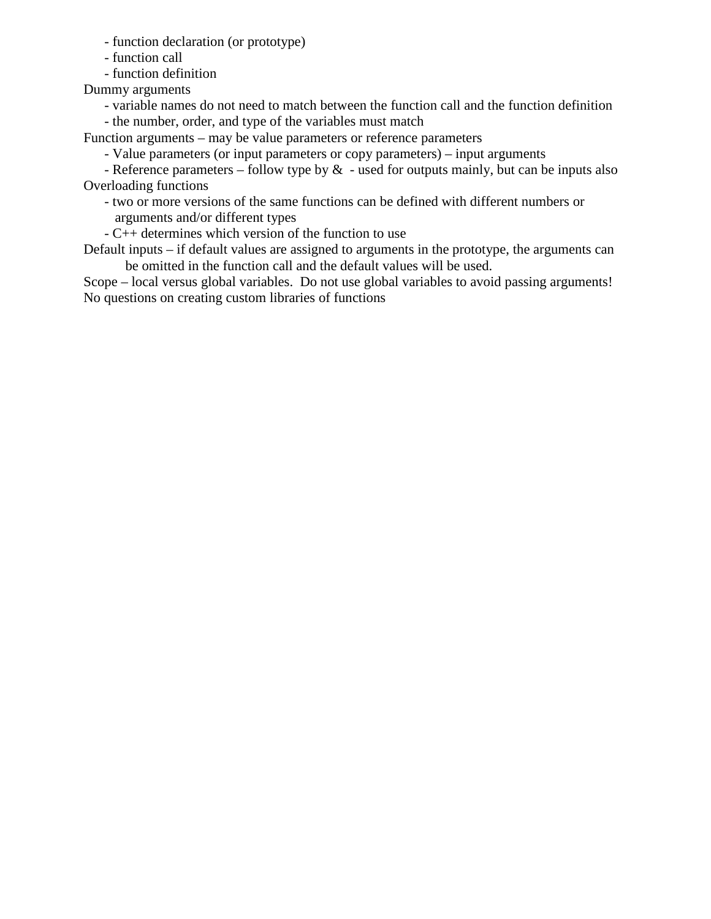- function declaration (or prototype)
- function call
- function definition

Dummy arguments

- variable names do not need to match between the function call and the function definition
- the number, order, and type of the variables must match

Function arguments – may be value parameters or reference parameters

- Value parameters (or input parameters or copy parameters) – input arguments
- Reference parameters – follow type by &  - used for outputs mainly, but can be inputs also

Overloading functions

- two or more versions of the same functions can be defined with different numbers or arguments and/or different types
- C++ determines which version of the function to use

Default inputs – if default values are assigned to arguments in the prototype, the arguments can be omitted in the function call and the default values will be used.

Scope – local versus global variables.  Do not use global variables to avoid passing arguments!

No questions on creating custom libraries of functions